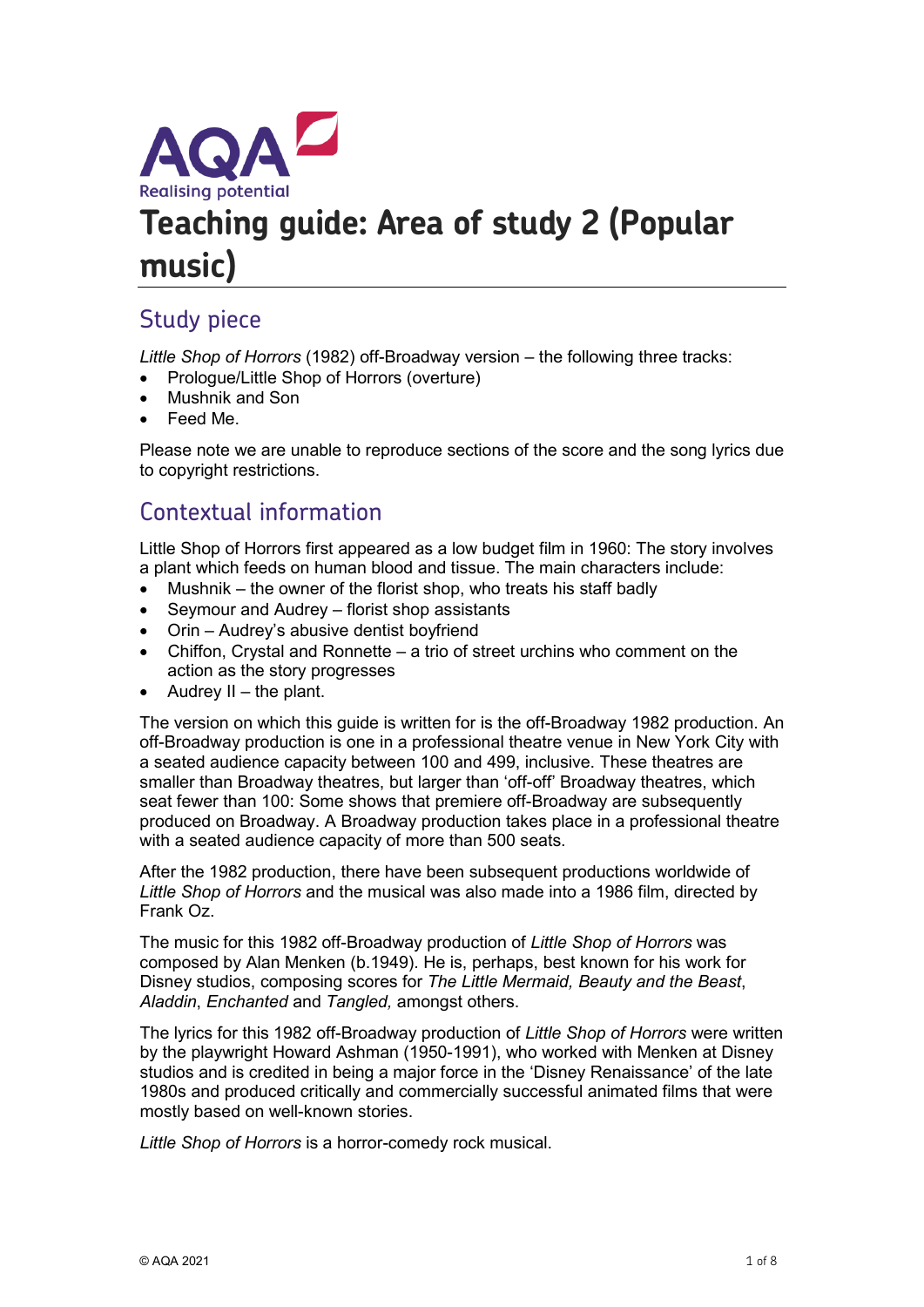# Teaching guide: Area of study 2 (Popular music)

## Study piece

*Little Shop of Horrors* (1982) off-Broadway version – the following three tracks:

- Prologue/Little Shop of Horrors (overture)
- Mushnik and Son
- Feed Me.

Please note we are unable to reproduce sections of the score and the song lyrics due to copyright restrictions.

## Contextual information

Little Shop of Horrors first appeared as a low budget film in 1960: The story involves a plant which feeds on human blood and tissue. The main characters include:

- Mushnik – the owner of the florist shop, who treats his staff badly
- Seymour and Audrey – florist shop assistants
- Orin – Audrey's abusive dentist boyfriend
- Chiffon, Crystal and Ronnette – a trio of street urchins who comment on the action as the story progresses
- Audrey II – the plant.

The version on which this guide is written for is the off-Broadway 1982 production. An off-Broadway production is one in a professional theatre venue in New York City with a seated audience capacity between 100 and 499, inclusive. These theatres are smaller than Broadway theatres, but larger than 'off-off' Broadway theatres, which seat fewer than 100: Some shows that premiere off-Broadway are subsequently produced on Broadway. A Broadway production takes place in a professional theatre with a seated audience capacity of more than 500 seats.

After the 1982 production, there have been subsequent productions worldwide of *Little Shop of Horrors* and the musical was also made into a 1986 film, directed by Frank Oz.

The music for this 1982 off-Broadway production of *Little Shop of Horrors* was composed by Alan Menken (b.1949). He is, perhaps, best known for his work for Disney studios, composing scores for *The Little Mermaid, Beauty and the Beast*, *Aladdin*, *Enchanted* and *Tangled,* amongst others.

The lyrics for this 1982 off-Broadway production of *Little Shop of Horrors* were written by the playwright Howard Ashman (1950-1991), who worked with Menken at Disney studios and is credited in being a major force in the 'Disney Renaissance' of the late 1980s and produced critically and commercially successful animated films that were mostly based on well-known stories.

*Little Shop of Horrors* is a horror-comedy rock musical.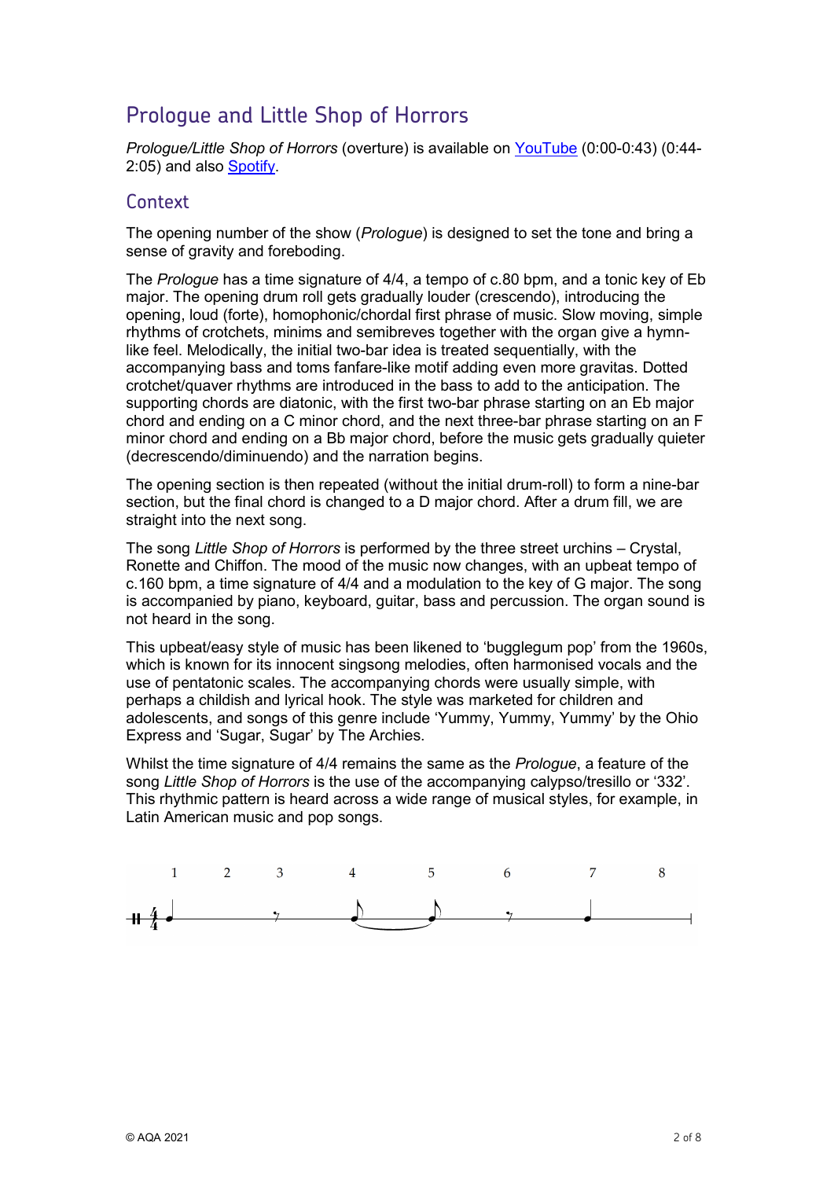## Prologue and Little Shop of Horrors

*Prologue/Little Shop of Horrors* (overture) is available on [YouTube](#) (0:00-0:43) (0:44-2:05) and also [Spotify](#).

### Context

The opening number of the show (*Prologue*) is designed to set the tone and bring a sense of gravity and foreboding.

The *Prologue* has a time signature of 4/4, a tempo of c.80 bpm, and a tonic key of Eb major. The opening drum roll gets gradually louder (crescendo), introducing the opening, loud (forte), homophonic/chordal first phrase of music. Slow moving, simple rhythms of crotchets, minims and semibreves together with the organ give a hymn-like feel. Melodically, the initial two-bar idea is treated sequentially, with the accompanying bass and toms fanfare-like motif adding even more gravitas. Dotted crotchet/quaver rhythms are introduced in the bass to add to the anticipation. The supporting chords are diatonic, with the first two-bar phrase starting on an Eb major chord and ending on a C minor chord, and the next three-bar phrase starting on an F minor chord and ending on a Bb major chord, before the music gets gradually quieter (decrescendo/diminuendo) and the narration begins.

The opening section is then repeated (without the initial drum-roll) to form a nine-bar section, but the final chord is changed to a D major chord. After a drum fill, we are straight into the next song.

The song *Little Shop of Horrors* is performed by the three street urchins – Crystal, Ronette and Chiffon. The mood of the music now changes, with an upbeat tempo of c.160 bpm, a time signature of 4/4 and a modulation to the key of G major. The song is accompanied by piano, keyboard, guitar, bass and percussion. The organ sound is not heard in the song.

This upbeat/easy style of music has been likened to 'bugglegum pop' from the 1960s, which is known for its innocent singsong melodies, often harmonised vocals and the use of pentatonic scales. The accompanying chords were usually simple, with perhaps a childish and lyrical hook. The style was marketed for children and adolescents, and songs of this genre include 'Yummy, Yummy, Yummy' by the Ohio Express and 'Sugar, Sugar' by The Archies.

Whilst the time signature of 4/4 remains the same as the *Prologue*, a feature of the song *Little Shop of Horrors* is the use of the accompanying calypso/tresillo or '332'. This rhythmic pattern is heard across a wide range of musical styles, for example, in Latin American music and pop songs.

1 2 3 4 5 6 7 8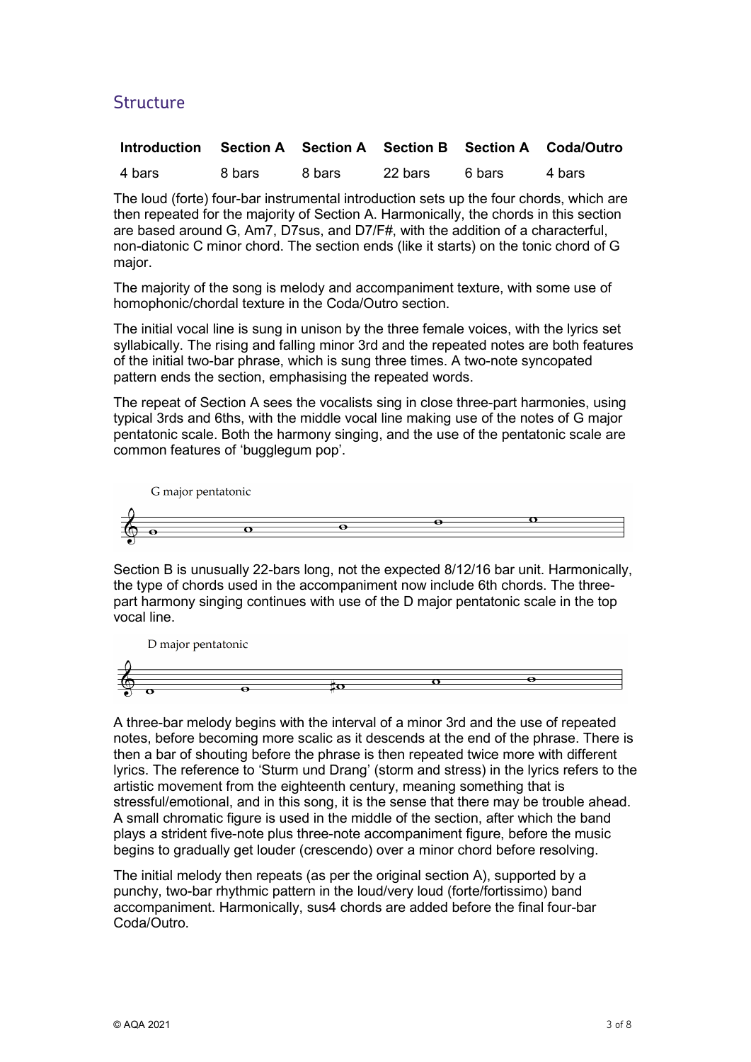## Structure

| Introduction | Section A | Section A | Section B | Section A | Coda/Outro |
|---|---|---|---|---|---|
| 4 bars | 8 bars | 8 bars | 22 bars | 6 bars | 4 bars |

The loud (forte) four-bar instrumental introduction sets up the four chords, which are then repeated for the majority of Section A. Harmonically, the chords in this section are based around G, Am7, D7sus, and D7/F#, with the addition of a characterful, non-diatonic C minor chord. The section ends (like it starts) on the tonic chord of G major.

The majority of the song is melody and accompaniment texture, with some use of homophonic/chordal texture in the Coda/Outro section.

The initial vocal line is sung in unison by the three female voices, with the lyrics set syllabically. The rising and falling minor 3rd and the repeated notes are both features of the initial two-bar phrase, which is sung three times. A two-note syncopated pattern ends the section, emphasising the repeated words.

The repeat of Section A sees the vocalists sing in close three-part harmonies, using typical 3rds and 6ths, with the middle vocal line making use of the notes of G major pentatonic scale. Both the harmony singing, and the use of the pentatonic scale are common features of 'bugglegum pop'.

G major pentatonic

Section B is unusually 22-bars long, not the expected 8/12/16 bar unit. Harmonically, the type of chords used in the accompaniment now include 6th chords. The three-part harmony singing continues with use of the D major pentatonic scale in the top vocal line.

D major pentatonic

A three-bar melody begins with the interval of a minor 3rd and the use of repeated notes, before becoming more scalic as it descends at the end of the phrase. There is then a bar of shouting before the phrase is then repeated twice more with different lyrics. The reference to 'Sturm und Drang' (storm and stress) in the lyrics refers to the artistic movement from the eighteenth century, meaning something that is stressful/emotional, and in this song, it is the sense that there may be trouble ahead. A small chromatic figure is used in the middle of the section, after which the band plays a strident five-note plus three-note accompaniment figure, before the music begins to gradually get louder (crescendo) over a minor chord before resolving.

The initial melody then repeats (as per the original section A), supported by a punchy, two-bar rhythmic pattern in the loud/very loud (forte/fortissimo) band accompaniment. Harmonically, sus4 chords are added before the final four-bar Coda/Outro.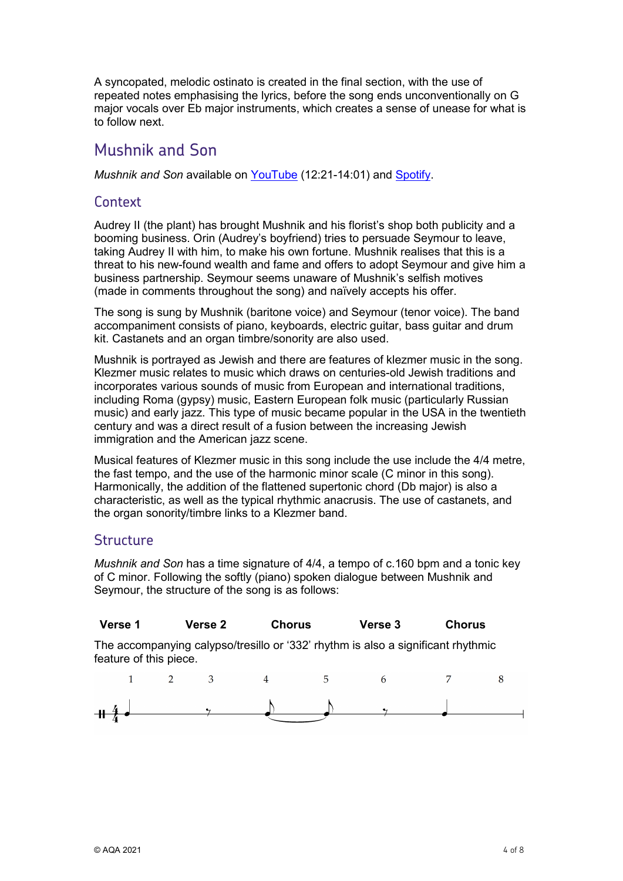A syncopated, melodic ostinato is created in the final section, with the use of repeated notes emphasising the lyrics, before the song ends unconventionally on G major vocals over Eb major instruments, which creates a sense of unease for what is to follow next.

## Mushnik and Son

*Mushnik and Son* available on YouTube (12:21-14:01) and Spotify.

### Context

Audrey II (the plant) has brought Mushnik and his florist's shop both publicity and a booming business. Orin (Audrey's boyfriend) tries to persuade Seymour to leave, taking Audrey II with him, to make his own fortune. Mushnik realises that this is a threat to his new-found wealth and fame and offers to adopt Seymour and give him a business partnership. Seymour seems unaware of Mushnik's selfish motives (made in comments throughout the song) and naïvely accepts his offer.

The song is sung by Mushnik (baritone voice) and Seymour (tenor voice). The band accompaniment consists of piano, keyboards, electric guitar, bass guitar and drum kit. Castanets and an organ timbre/sonority are also used.

Mushnik is portrayed as Jewish and there are features of klezmer music in the song. Klezmer music relates to music which draws on centuries-old Jewish traditions and incorporates various sounds of music from European and international traditions, including Roma (gypsy) music, Eastern European folk music (particularly Russian music) and early jazz. This type of music became popular in the USA in the twentieth century and was a direct result of a fusion between the increasing Jewish immigration and the American jazz scene.

Musical features of Klezmer music in this song include the use include the 4/4 metre, the fast tempo, and the use of the harmonic minor scale (C minor in this song). Harmonically, the addition of the flattened supertonic chord (Db major) is also a characteristic, as well as the typical rhythmic anacrusis. The use of castanets, and the organ sonority/timbre links to a Klezmer band.

### Structure

*Mushnik and Son* has a time signature of 4/4, a tempo of c.160 bpm and a tonic key of C minor. Following the softly (piano) spoken dialogue between Mushnik and Seymour, the structure of the song is as follows:

| Verse 1 | Verse 2 | Chorus | Verse 3 | Chorus |
|---|---|---|---|---|

The accompanying calypso/tresillo or '332' rhythm is also a significant rhythmic feature of this piece.

1 2 3 4 5 6 7 8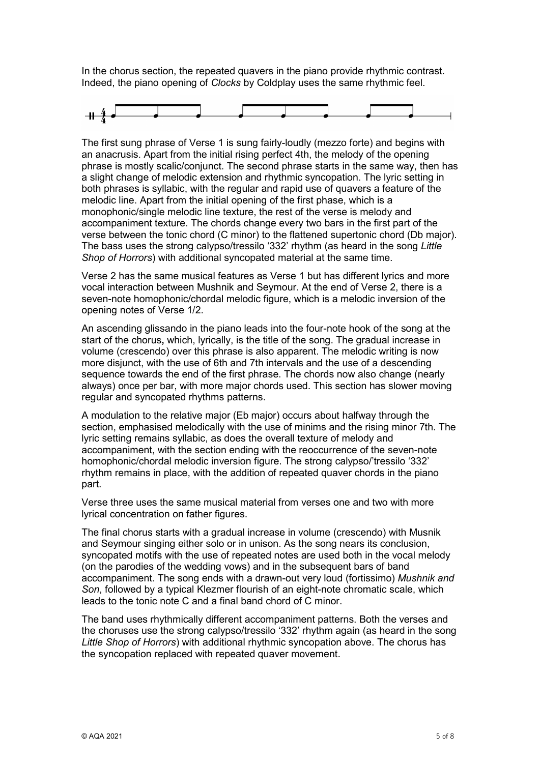In the chorus section, the repeated quavers in the piano provide rhythmic contrast. Indeed, the piano opening of *Clocks* by Coldplay uses the same rhythmic feel.

The first sung phrase of Verse 1 is sung fairly-loudly (mezzo forte) and begins with an anacrusis. Apart from the initial rising perfect 4th, the melody of the opening phrase is mostly scalic/conjunct. The second phrase starts in the same way, then has a slight change of melodic extension and rhythmic syncopation. The lyric setting in both phrases is syllabic, with the regular and rapid use of quavers a feature of the melodic line. Apart from the initial opening of the first phase, which is a monophonic/single melodic line texture, the rest of the verse is melody and accompaniment texture. The chords change every two bars in the first part of the verse between the tonic chord (C minor) to the flattened supertonic chord (Db major). The bass uses the strong calypso/tressilo '332' rhythm (as heard in the song *Little Shop of Horrors*) with additional syncopated material at the same time.

Verse 2 has the same musical features as Verse 1 but has different lyrics and more vocal interaction between Mushnik and Seymour. At the end of Verse 2, there is a seven-note homophonic/chordal melodic figure, which is a melodic inversion of the opening notes of Verse 1/2.

An ascending glissando in the piano leads into the four-note hook of the song at the start of the chorus**,** which, lyrically, is the title of the song. The gradual increase in volume (crescendo) over this phrase is also apparent. The melodic writing is now more disjunct, with the use of 6th and 7th intervals and the use of a descending sequence towards the end of the first phrase. The chords now also change (nearly always) once per bar, with more major chords used. This section has slower moving regular and syncopated rhythms patterns.

A modulation to the relative major (Eb major) occurs about halfway through the section, emphasised melodically with the use of minims and the rising minor 7th. The lyric setting remains syllabic, as does the overall texture of melody and accompaniment, with the section ending with the reoccurrence of the seven-note homophonic/chordal melodic inversion figure. The strong calypso/'tressilo '332' rhythm remains in place, with the addition of repeated quaver chords in the piano part.

Verse three uses the same musical material from verses one and two with more lyrical concentration on father figures.

The final chorus starts with a gradual increase in volume (crescendo) with Musnik and Seymour singing either solo or in unison. As the song nears its conclusion, syncopated motifs with the use of repeated notes are used both in the vocal melody (on the parodies of the wedding vows) and in the subsequent bars of band accompaniment. The song ends with a drawn-out very loud (fortissimo) *Mushnik and Son*, followed by a typical Klezmer flourish of an eight-note chromatic scale, which leads to the tonic note C and a final band chord of C minor.

The band uses rhythmically different accompaniment patterns. Both the verses and the choruses use the strong calypso/tressilo '332' rhythm again (as heard in the song *Little Shop of Horrors*) with additional rhythmic syncopation above. The chorus has the syncopation replaced with repeated quaver movement.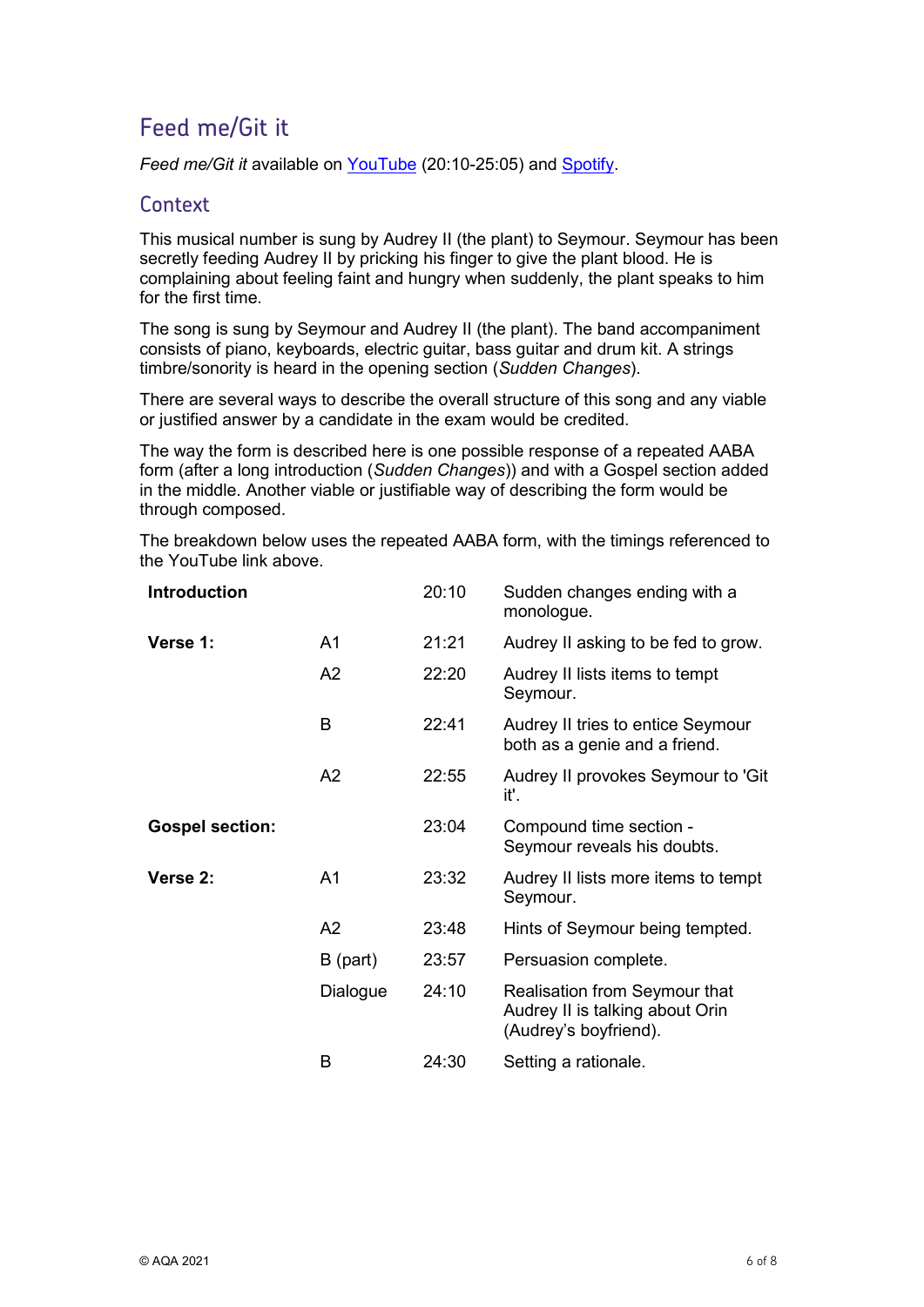## Feed me/Git it

*Feed me/Git it* available on [YouTube](YouTube) (20:10-25:05) and [Spotify](Spotify).

### Context

This musical number is sung by Audrey II (the plant) to Seymour. Seymour has been secretly feeding Audrey II by pricking his finger to give the plant blood. He is complaining about feeling faint and hungry when suddenly, the plant speaks to him for the first time.

The song is sung by Seymour and Audrey II (the plant). The band accompaniment consists of piano, keyboards, electric guitar, bass guitar and drum kit. A strings timbre/sonority is heard in the opening section (*Sudden Changes*).

There are several ways to describe the overall structure of this song and any viable or justified answer by a candidate in the exam would be credited.

The way the form is described here is one possible response of a repeated AABA form (after a long introduction (*Sudden Changes*)) and with a Gospel section added in the middle. Another viable or justifiable way of describing the form would be through composed.

The breakdown below uses the repeated AABA form, with the timings referenced to the YouTube link above.

| | | | |
|---|---|---|---|
| **Introduction** | | 20:10 | Sudden changes ending with a monologue. |
| **Verse 1:** | A1 | 21:21 | Audrey II asking to be fed to grow. |
| | A2 | 22:20 | Audrey II lists items to tempt Seymour. |
| | B | 22:41 | Audrey II tries to entice Seymour both as a genie and a friend. |
| | A2 | 22:55 | Audrey II provokes Seymour to 'Git it'. |
| **Gospel section:** | | 23:04 | Compound time section - Seymour reveals his doubts. |
| **Verse 2:** | A1 | 23:32 | Audrey II lists more items to tempt Seymour. |
| | A2 | 23:48 | Hints of Seymour being tempted. |
| | B (part) | 23:57 | Persuasion complete. |
| | Dialogue | 24:10 | Realisation from Seymour that Audrey II is talking about Orin (Audrey's boyfriend). |
| | B | 24:30 | Setting a rationale. |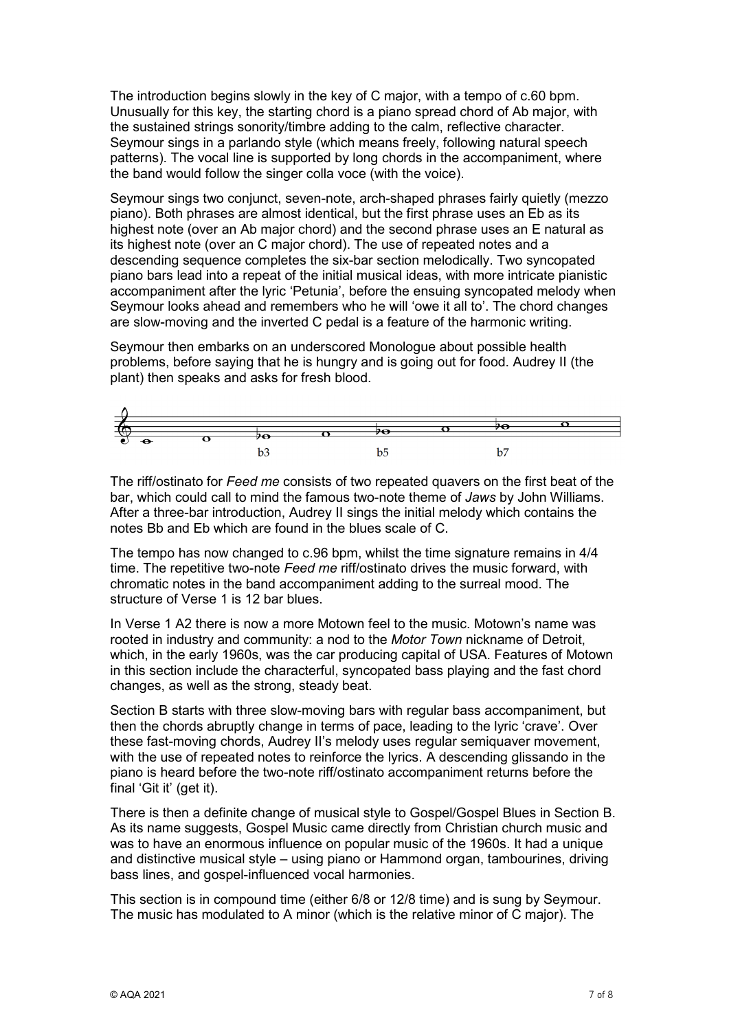The introduction begins slowly in the key of C major, with a tempo of c.60 bpm. Unusually for this key, the starting chord is a piano spread chord of Ab major, with the sustained strings sonority/timbre adding to the calm, reflective character. Seymour sings in a parlando style (which means freely, following natural speech patterns). The vocal line is supported by long chords in the accompaniment, where the band would follow the singer colla voce (with the voice).

Seymour sings two conjunct, seven-note, arch-shaped phrases fairly quietly (mezzo piano). Both phrases are almost identical, but the first phrase uses an Eb as its highest note (over an Ab major chord) and the second phrase uses an E natural as its highest note (over an C major chord). The use of repeated notes and a descending sequence completes the six-bar section melodically. Two syncopated piano bars lead into a repeat of the initial musical ideas, with more intricate pianistic accompaniment after the lyric 'Petunia', before the ensuing syncopated melody when Seymour looks ahead and remembers who he will 'owe it all to'. The chord changes are slow-moving and the inverted C pedal is a feature of the harmonic writing.

Seymour then embarks on an underscored Monologue about possible health problems, before saying that he is hungry and is going out for food. Audrey II (the plant) then speaks and asks for fresh blood.

b3 b5 b7

The riff/ostinato for *Feed me* consists of two repeated quavers on the first beat of the bar, which could call to mind the famous two-note theme of *Jaws* by John Williams. After a three-bar introduction, Audrey II sings the initial melody which contains the notes Bb and Eb which are found in the blues scale of C.

The tempo has now changed to c.96 bpm, whilst the time signature remains in 4/4 time. The repetitive two-note *Feed me* riff/ostinato drives the music forward, with chromatic notes in the band accompaniment adding to the surreal mood. The structure of Verse 1 is 12 bar blues.

In Verse 1 A2 there is now a more Motown feel to the music. Motown's name was rooted in industry and community: a nod to the *Motor Town* nickname of Detroit, which, in the early 1960s, was the car producing capital of USA. Features of Motown in this section include the characterful, syncopated bass playing and the fast chord changes, as well as the strong, steady beat.

Section B starts with three slow-moving bars with regular bass accompaniment, but then the chords abruptly change in terms of pace, leading to the lyric 'crave'. Over these fast-moving chords, Audrey II's melody uses regular semiquaver movement, with the use of repeated notes to reinforce the lyrics. A descending glissando in the piano is heard before the two-note riff/ostinato accompaniment returns before the final 'Git it' (get it).

There is then a definite change of musical style to Gospel/Gospel Blues in Section B. As its name suggests, Gospel Music came directly from Christian church music and was to have an enormous influence on popular music of the 1960s. It had a unique and distinctive musical style – using piano or Hammond organ, tambourines, driving bass lines, and gospel-influenced vocal harmonies.

This section is in compound time (either 6/8 or 12/8 time) and is sung by Seymour. The music has modulated to A minor (which is the relative minor of C major). The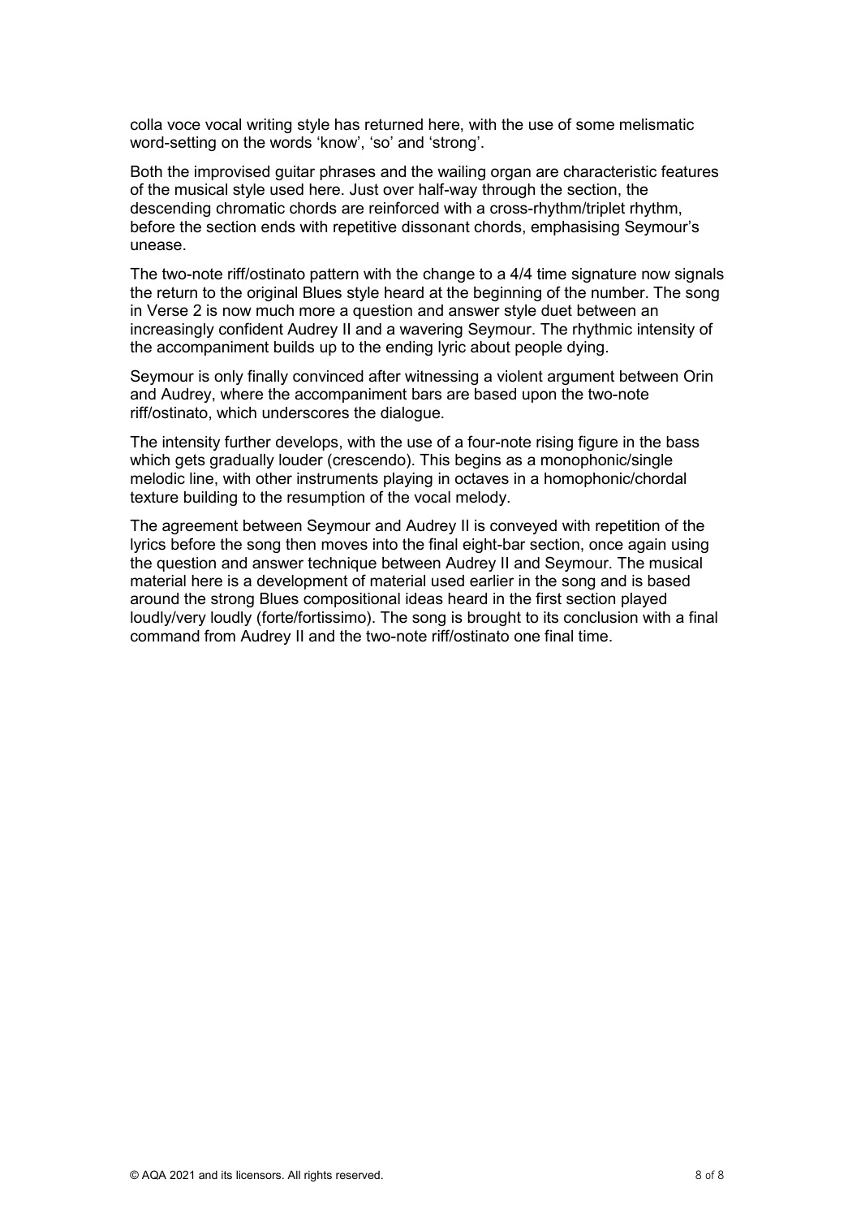colla voce vocal writing style has returned here, with the use of some melismatic word-setting on the words 'know', 'so' and 'strong'.

Both the improvised guitar phrases and the wailing organ are characteristic features of the musical style used here. Just over half-way through the section, the descending chromatic chords are reinforced with a cross-rhythm/triplet rhythm, before the section ends with repetitive dissonant chords, emphasising Seymour's unease.

The two-note riff/ostinato pattern with the change to a 4/4 time signature now signals the return to the original Blues style heard at the beginning of the number. The song in Verse 2 is now much more a question and answer style duet between an increasingly confident Audrey II and a wavering Seymour. The rhythmic intensity of the accompaniment builds up to the ending lyric about people dying.

Seymour is only finally convinced after witnessing a violent argument between Orin and Audrey, where the accompaniment bars are based upon the two-note riff/ostinato, which underscores the dialogue.

The intensity further develops, with the use of a four-note rising figure in the bass which gets gradually louder (crescendo). This begins as a monophonic/single melodic line, with other instruments playing in octaves in a homophonic/chordal texture building to the resumption of the vocal melody.

The agreement between Seymour and Audrey II is conveyed with repetition of the lyrics before the song then moves into the final eight-bar section, once again using the question and answer technique between Audrey II and Seymour. The musical material here is a development of material used earlier in the song and is based around the strong Blues compositional ideas heard in the first section played loudly/very loudly (forte/fortissimo). The song is brought to its conclusion with a final command from Audrey II and the two-note riff/ostinato one final time.

© AQA 2021 and its licensors. All rights reserved.